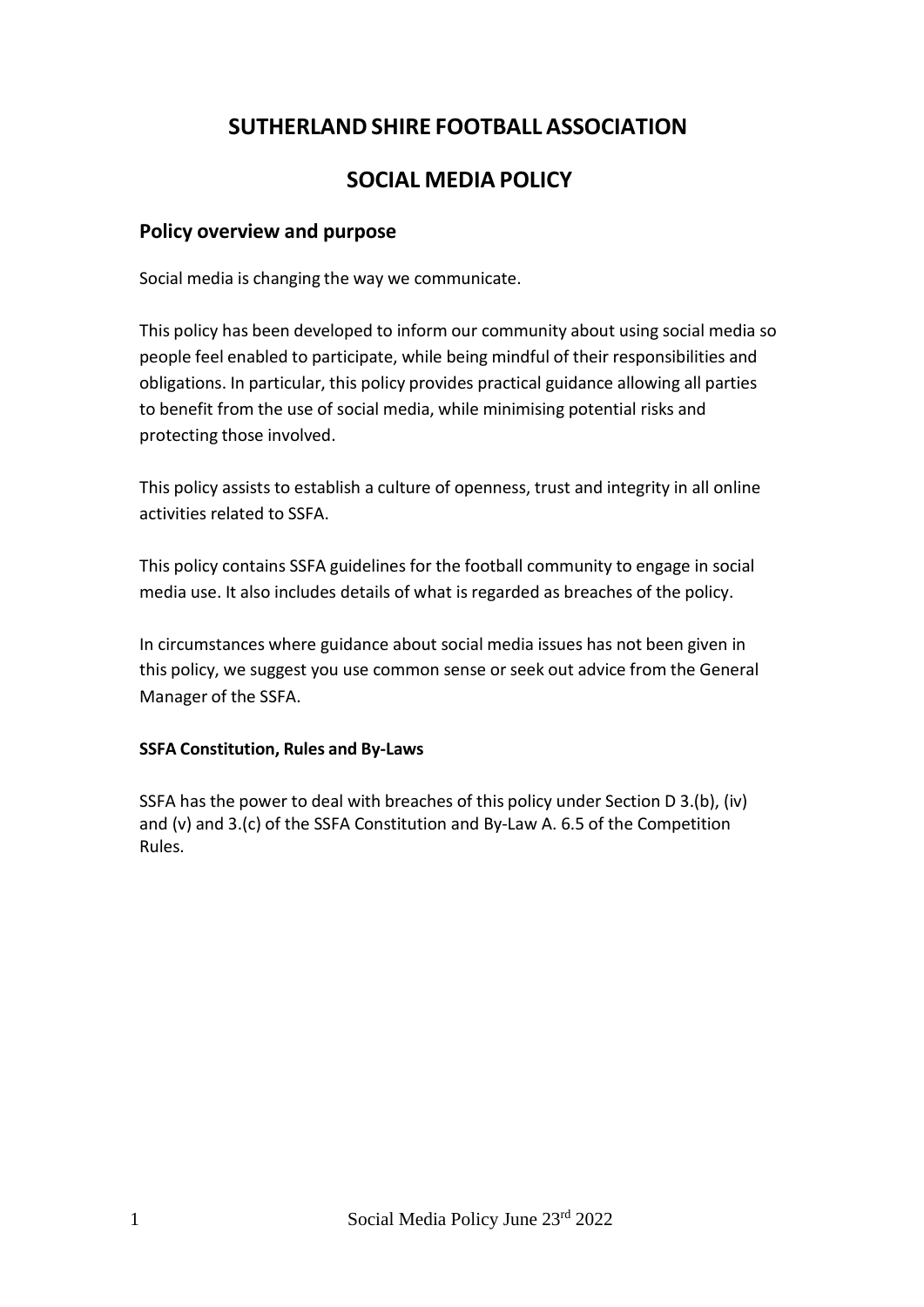# SUTHERLAND SHIRE FOOTBALL ASSOCIATION

# SOCIAL MEDIA POLICY

## Policy overview and purpose

Social media is changing the way we communicate.

This policy has been developed to inform our community about using social media so people feel enabled to participate, while being mindful of their responsibilities and obligations. In particular, this policy provides practical guidance allowing all parties to benefit from the use of social media, while minimising potential risks and protecting those involved.

This policy assists to establish a culture of openness, trust and integrity in all online activities related to SSFA.

This policy contains SSFA guidelines for the football community to engage in social media use. It also includes details of what is regarded as breaches of the policy.

In circumstances where guidance about social media issues has not been given in this policy, we suggest you use common sense or seek out advice from the General Manager of the SSFA.

**SSFA Constitution, Rules and By-Laws**

SSFA has the power to deal with breaches of this policy under Section D 3.(b), (iv) and (v) and 3.(c) of the SSFA Constitution and By-Law A. 6.5 of the Competition Rules.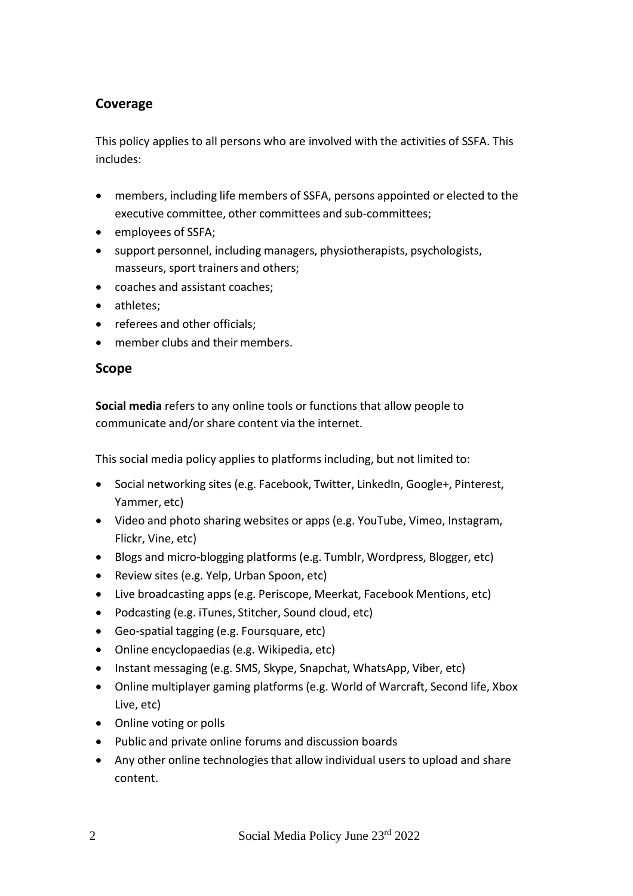## Coverage

This policy applies to all persons who are involved with the activities of SSFA. This includes:

- members, including life members of SSFA, persons appointed or elected to the executive committee, other committees and sub-committees;
- employees of SSFA;
- support personnel, including managers, physiotherapists, psychologists, masseurs, sport trainers and others;
- coaches and assistant coaches;
- athletes;
- referees and other officials;
- member clubs and their members.

## Scope

**Social media** refers to any online tools or functions that allow people to communicate and/or share content via the internet.

This social media policy applies to platforms including, but not limited to:

- Social networking sites (e.g. Facebook, Twitter, LinkedIn, Google+, Pinterest, Yammer, etc)
- Video and photo sharing websites or apps (e.g. YouTube, Vimeo, Instagram, Flickr, Vine, etc)
- Blogs and micro-blogging platforms (e.g. Tumblr, Wordpress, Blogger, etc)
- Review sites (e.g. Yelp, Urban Spoon, etc)
- Live broadcasting apps (e.g. Periscope, Meerkat, Facebook Mentions, etc)
- Podcasting (e.g. iTunes, Stitcher, Sound cloud, etc)
- Geo-spatial tagging (e.g. Foursquare, etc)
- Online encyclopaedias (e.g. Wikipedia, etc)
- Instant messaging (e.g. SMS, Skype, Snapchat, WhatsApp, Viber, etc)
- Online multiplayer gaming platforms (e.g. World of Warcraft, Second life, Xbox Live, etc)
- Online voting or polls
- Public and private online forums and discussion boards
- Any other online technologies that allow individual users to upload and share content.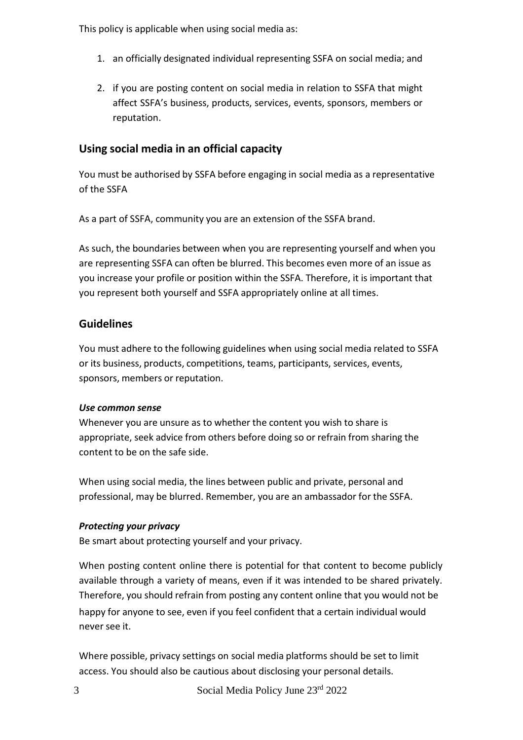This policy is applicable when using social media as:

1. an officially designated individual representing SSFA on social media; and
2. if you are posting content on social media in relation to SSFA that might affect SSFA's business, products, services, events, sponsors, members or reputation.

## Using social media in an official capacity

You must be authorised by SSFA before engaging in social media as a representative of the SSFA

As a part of SSFA, community you are an extension of the SSFA brand.

As such, the boundaries between when you are representing yourself and when you are representing SSFA can often be blurred. This becomes even more of an issue as you increase your profile or position within the SSFA. Therefore, it is important that you represent both yourself and SSFA appropriately online at all times.

## Guidelines

You must adhere to the following guidelines when using social media related to SSFA or its business, products, competitions, teams, participants, services, events, sponsors, members or reputation.

***Use common sense***
Whenever you are unsure as to whether the content you wish to share is appropriate, seek advice from others before doing so or refrain from sharing the content to be on the safe side.

When using social media, the lines between public and private, personal and professional, may be blurred. Remember, you are an ambassador for the SSFA.

***Protecting your privacy***
Be smart about protecting yourself and your privacy.

When posting content online there is potential for that content to become publicly available through a variety of means, even if it was intended to be shared privately. Therefore, you should refrain from posting any content online that you would not be happy for anyone to see, even if you feel confident that a certain individual would never see it.

Where possible, privacy settings on social media platforms should be set to limit access. You should also be cautious about disclosing your personal details.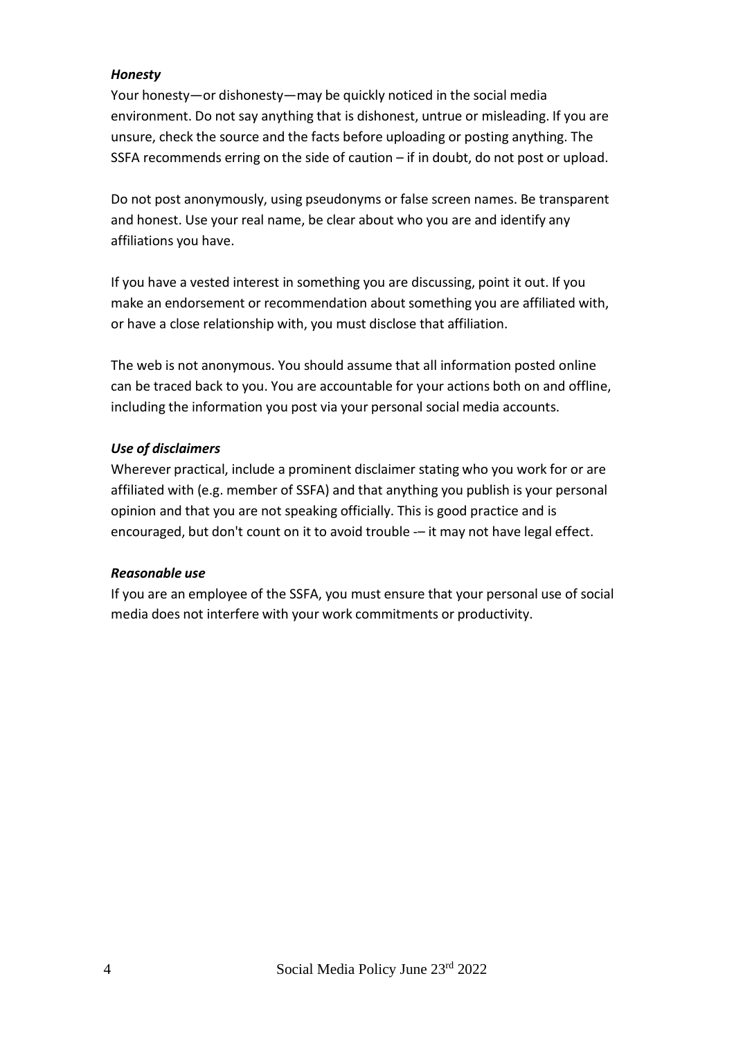***Honesty***

Your honesty—or dishonesty—may be quickly noticed in the social media environment. Do not say anything that is dishonest, untrue or misleading. If you are unsure, check the source and the facts before uploading or posting anything. The SSFA recommends erring on the side of caution – if in doubt, do not post or upload.

Do not post anonymously, using pseudonyms or false screen names. Be transparent and honest. Use your real name, be clear about who you are and identify any affiliations you have.

If you have a vested interest in something you are discussing, point it out. If you make an endorsement or recommendation about something you are affiliated with, or have a close relationship with, you must disclose that affiliation.

The web is not anonymous. You should assume that all information posted online can be traced back to you. You are accountable for your actions both on and offline, including the information you post via your personal social media accounts.

***Use of disclaimers***

Wherever practical, include a prominent disclaimer stating who you work for or are affiliated with (e.g. member of SSFA) and that anything you publish is your personal opinion and that you are not speaking officially. This is good practice and is encouraged, but don't count on it to avoid trouble -– it may not have legal effect.

***Reasonable use***

If you are an employee of the SSFA, you must ensure that your personal use of social media does not interfere with your work commitments or productivity.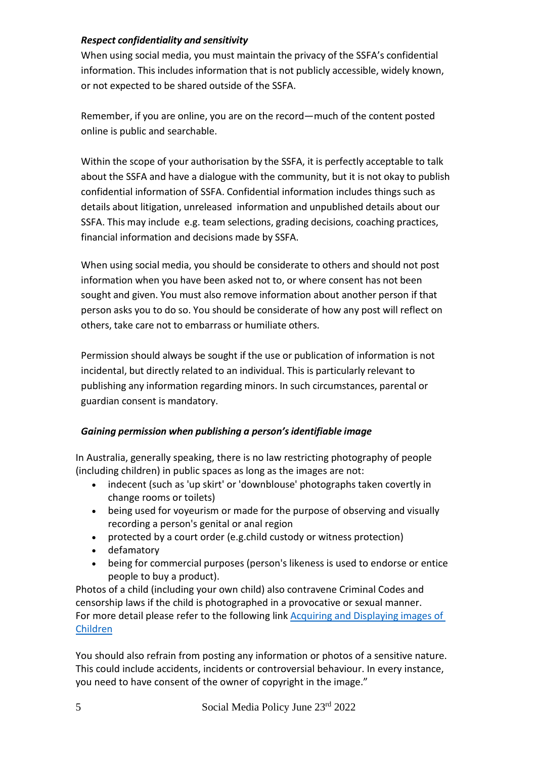***Respect confidentiality and sensitivity***

When using social media, you must maintain the privacy of the SSFA's confidential information. This includes information that is not publicly accessible, widely known, or not expected to be shared outside of the SSFA.

Remember, if you are online, you are on the record—much of the content posted online is public and searchable.

Within the scope of your authorisation by the SSFA, it is perfectly acceptable to talk about the SSFA and have a dialogue with the community, but it is not okay to publish confidential information of SSFA. Confidential information includes things such as details about litigation, unreleased information and unpublished details about our SSFA. This may include e.g. team selections, grading decisions, coaching practices, financial information and decisions made by SSFA.

When using social media, you should be considerate to others and should not post information when you have been asked not to, or where consent has not been sought and given. You must also remove information about another person if that person asks you to do so. You should be considerate of how any post will reflect on others, take care not to embarrass or humiliate others.

Permission should always be sought if the use or publication of information is not incidental, but directly related to an individual. This is particularly relevant to publishing any information regarding minors. In such circumstances, parental or guardian consent is mandatory.

***Gaining permission when publishing a person's identifiable image***

In Australia, generally speaking, there is no law restricting photography of people (including children) in public spaces as long as the images are not:

- indecent (such as 'up skirt' or 'downblouse' photographs taken covertly in change rooms or toilets)
- being used for voyeurism or made for the purpose of observing and visually recording a person's genital or anal region
- protected by a court order (e.g.child custody or witness protection)
- defamatory
- being for commercial purposes (person's likeness is used to endorse or entice people to buy a product).

Photos of a child (including your own child) also contravene Criminal Codes and censorship laws if the child is photographed in a provocative or sexual manner. For more detail please refer to the following link [Acquiring and Displaying images of Children]

You should also refrain from posting any information or photos of a sensitive nature. This could include accidents, incidents or controversial behaviour. In every instance, you need to have consent of the owner of copyright in the image."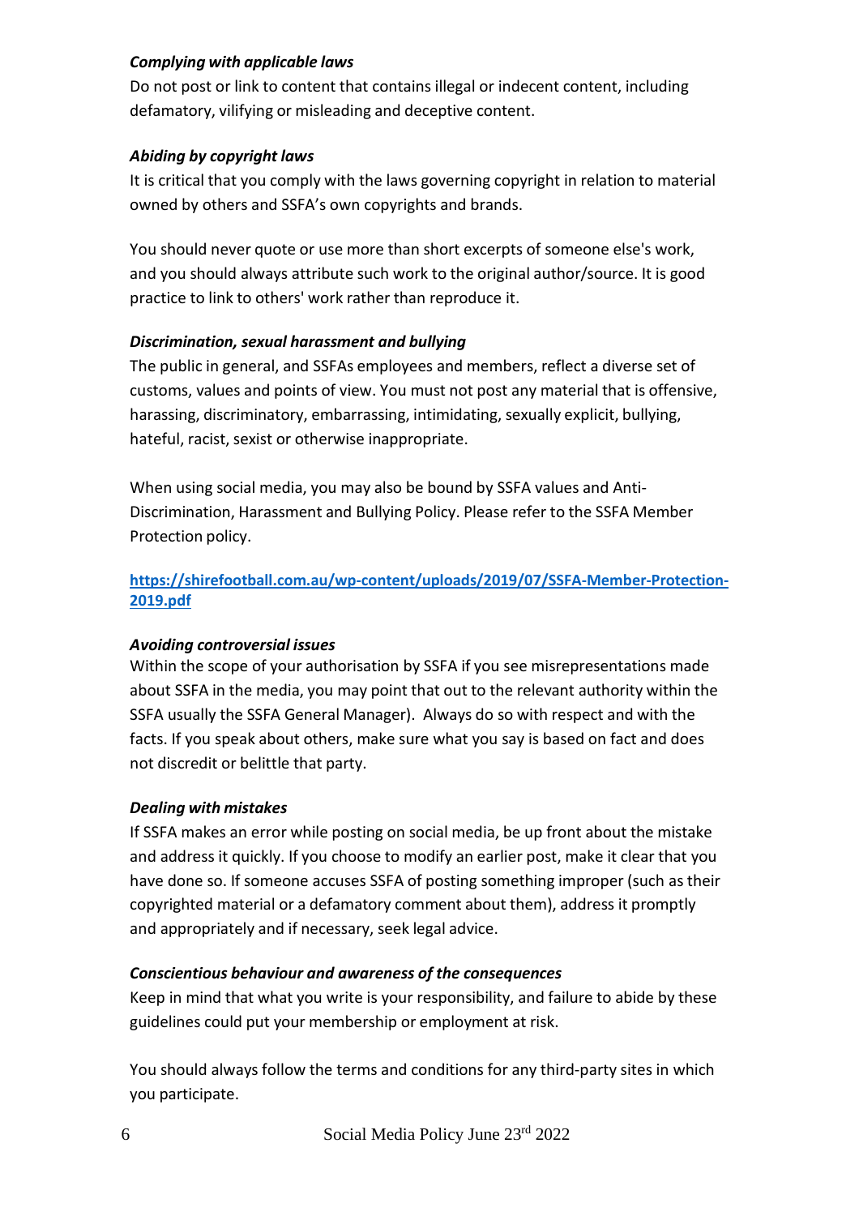***Complying with applicable laws***

Do not post or link to content that contains illegal or indecent content, including defamatory, vilifying or misleading and deceptive content.

***Abiding by copyright laws***

It is critical that you comply with the laws governing copyright in relation to material owned by others and SSFA's own copyrights and brands.

You should never quote or use more than short excerpts of someone else's work, and you should always attribute such work to the original author/source. It is good practice to link to others' work rather than reproduce it.

***Discrimination, sexual harassment and bullying***

The public in general, and SSFAs employees and members, reflect a diverse set of customs, values and points of view. You must not post any material that is offensive, harassing, discriminatory, embarrassing, intimidating, sexually explicit, bullying, hateful, racist, sexist or otherwise inappropriate.

When using social media, you may also be bound by SSFA values and Anti-Discrimination, Harassment and Bullying Policy. Please refer to the SSFA Member Protection policy.

**[https://shirefootball.com.au/wp-content/uploads/2019/07/SSFA-Member-Protection-2019.pdf](https://shirefootball.com.au/wp-content/uploads/2019/07/SSFA-Member-Protection-2019.pdf)**

***Avoiding controversial issues***

Within the scope of your authorisation by SSFA if you see misrepresentations made about SSFA in the media, you may point that out to the relevant authority within the SSFA usually the SSFA General Manager). Always do so with respect and with the facts. If you speak about others, make sure what you say is based on fact and does not discredit or belittle that party.

***Dealing with mistakes***

If SSFA makes an error while posting on social media, be up front about the mistake and address it quickly. If you choose to modify an earlier post, make it clear that you have done so. If someone accuses SSFA of posting something improper (such as their copyrighted material or a defamatory comment about them), address it promptly and appropriately and if necessary, seek legal advice.

***Conscientious behaviour and awareness of the consequences***

Keep in mind that what you write is your responsibility, and failure to abide by these guidelines could put your membership or employment at risk.

You should always follow the terms and conditions for any third-party sites in which you participate.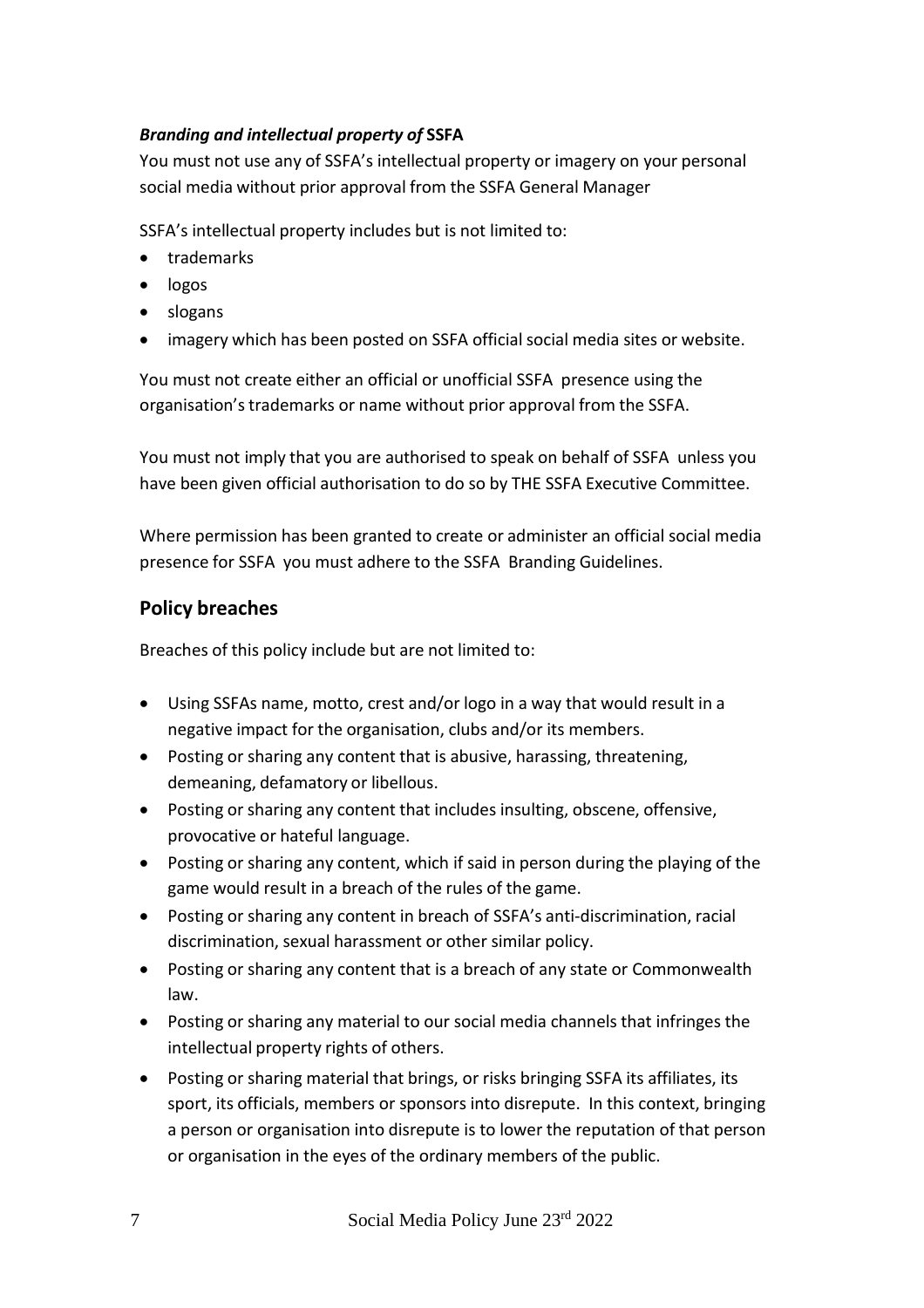### ***Branding and intellectual property of* SSFA**

You must not use any of SSFA's intellectual property or imagery on your personal social media without prior approval from the SSFA General Manager

SSFA's intellectual property includes but is not limited to:

- trademarks
- logos
- slogans
- imagery which has been posted on SSFA official social media sites or website.

You must not create either an official or unofficial SSFA presence using the organisation's trademarks or name without prior approval from the SSFA.

You must not imply that you are authorised to speak on behalf of SSFA unless you have been given official authorisation to do so by THE SSFA Executive Committee.

Where permission has been granted to create or administer an official social media presence for SSFA you must adhere to the SSFA Branding Guidelines.

## Policy breaches

Breaches of this policy include but are not limited to:

- Using SSFAs name, motto, crest and/or logo in a way that would result in a negative impact for the organisation, clubs and/or its members.
- Posting or sharing any content that is abusive, harassing, threatening, demeaning, defamatory or libellous.
- Posting or sharing any content that includes insulting, obscene, offensive, provocative or hateful language.
- Posting or sharing any content, which if said in person during the playing of the game would result in a breach of the rules of the game.
- Posting or sharing any content in breach of SSFA's anti-discrimination, racial discrimination, sexual harassment or other similar policy.
- Posting or sharing any content that is a breach of any state or Commonwealth law.
- Posting or sharing any material to our social media channels that infringes the intellectual property rights of others.
- Posting or sharing material that brings, or risks bringing SSFA its affiliates, its sport, its officials, members or sponsors into disrepute. In this context, bringing a person or organisation into disrepute is to lower the reputation of that person or organisation in the eyes of the ordinary members of the public.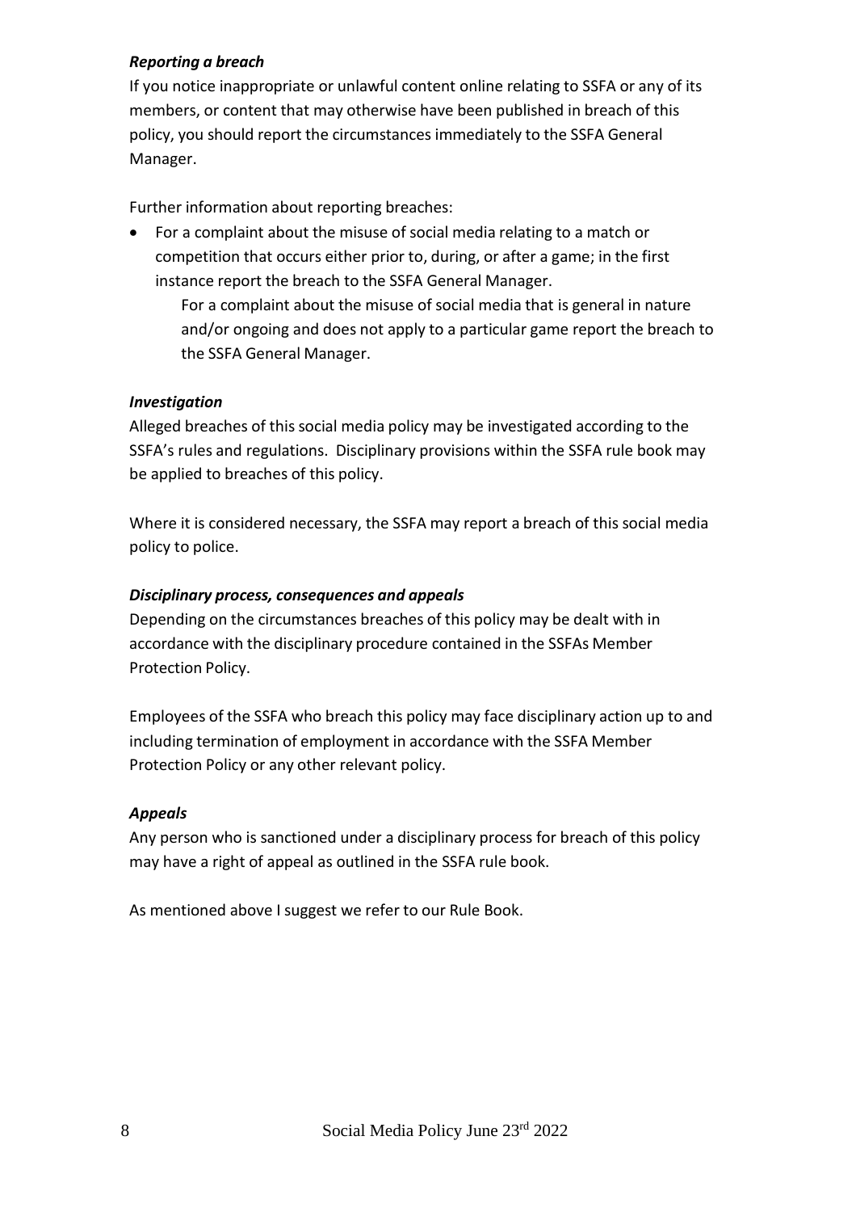***Reporting a breach***

If you notice inappropriate or unlawful content online relating to SSFA or any of its members, or content that may otherwise have been published in breach of this policy, you should report the circumstances immediately to the SSFA General Manager.

Further information about reporting breaches:

- For a complaint about the misuse of social media relating to a match or competition that occurs either prior to, during, or after a game; in the first instance report the breach to the SSFA General Manager.

  For a complaint about the misuse of social media that is general in nature and/or ongoing and does not apply to a particular game report the breach to the SSFA General Manager.

***Investigation***

Alleged breaches of this social media policy may be investigated according to the SSFA's rules and regulations. Disciplinary provisions within the SSFA rule book may be applied to breaches of this policy.

Where it is considered necessary, the SSFA may report a breach of this social media policy to police.

***Disciplinary process, consequences and appeals***

Depending on the circumstances breaches of this policy may be dealt with in accordance with the disciplinary procedure contained in the SSFAs Member Protection Policy.

Employees of the SSFA who breach this policy may face disciplinary action up to and including termination of employment in accordance with the SSFA Member Protection Policy or any other relevant policy.

***Appeals***

Any person who is sanctioned under a disciplinary process for breach of this policy may have a right of appeal as outlined in the SSFA rule book.

As mentioned above I suggest we refer to our Rule Book.